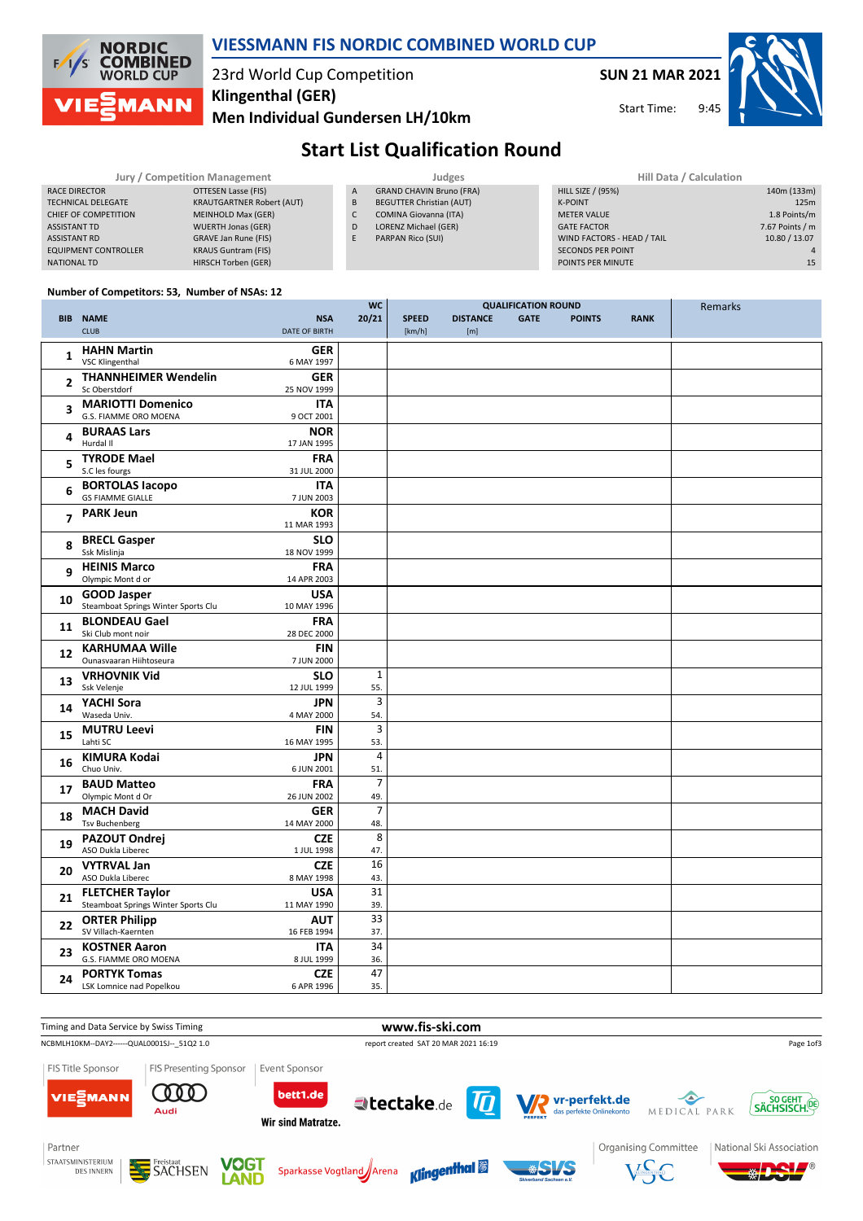# VIESSMANN FIS NORDIC COMBINED WORLD CUP

23rd World Cup Competition
**Klingenthal (GER)**
**Men Individual Gundersen LH/10km**

**SUN 21 MAR 2021**
Start Time: 9:45

## Start List Qualification Round

| Jury / Competition Management | |
|---|---|
| RACE DIRECTOR | OTTESEN Lasse (FIS) |
| TECHNICAL DELEGATE | KRAUTGARTNER Robert (AUT) |
| CHIEF OF COMPETITION | MEINHOLD Max (GER) |
| ASSISTANT TD | WUERTH Jonas (GER) |
| ASSISTANT RD | GRAVE Jan Rune (FIS) |
| EQUIPMENT CONTROLLER | KRAUS Guntram (FIS) |
| NATIONAL TD | HIRSCH Torben (GER) |

| Judges | |
|---|---|
| A | GRAND CHAVIN Bruno (FRA) |
| B | BEGUTTER Christian (AUT) |
| C | COMINA Giovanna (ITA) |
| D | LORENZ Michael (GER) |
| E | PARPAN Rico (SUI) |

| Hill Data / Calculation | |
|---|---|
| HILL SIZE / (95%) | 140m (133m) |
| K-POINT | 125m |
| METER VALUE | 1.8 Points/m |
| GATE FACTOR | 7.67 Points / m |
| WIND FACTORS - HEAD / TAIL | 10.80 / 13.07 |
| SECONDS PER POINT | 4 |
| POINTS PER MINUTE | 15 |

**Number of Competitors: 53, Number of NSAs: 12**

| BIB | NAME / CLUB | NSA / DATE OF BIRTH | WC 20/21 | SPEED [km/h] | DISTANCE [m] | GATE | POINTS | RANK | Remarks |
|---|---|---|---|---|---|---|---|---|---|
| 1 | **HAHN Martin** VSC Klingenthal | **GER** 6 MAY 1997 | | | | | | | |
| 2 | **THANNHEIMER Wendelin** Sc Oberstdorf | **GER** 25 NOV 1999 | | | | | | | |
| 3 | **MARIOTTI Domenico** G.S. FIAMME ORO MOENA | **ITA** 9 OCT 2001 | | | | | | | |
| 4 | **BURAAS Lars** Hurdal Il | **NOR** 17 JAN 1995 | | | | | | | |
| 5 | **TYRODE Mael** S.C les fourgs | **FRA** 31 JUL 2000 | | | | | | | |
| 6 | **BORTOLAS Iacopo** GS FIAMME GIALLE | **ITA** 7 JUN 2003 | | | | | | | |
| 7 | **PARK Jeun** | **KOR** 11 MAR 1993 | | | | | | | |
| 8 | **BRECL Gasper** Ssk Mislinja | **SLO** 18 NOV 1999 | | | | | | | |
| 9 | **HEINIS Marco** Olympic Mont d or | **FRA** 14 APR 2003 | | | | | | | |
| 10 | **GOOD Jasper** Steamboat Springs Winter Sports Clu | **USA** 10 MAY 1996 | | | | | | | |
| 11 | **BLONDEAU Gael** Ski Club mont noir | **FRA** 28 DEC 2000 | | | | | | | |
| 12 | **KARHUMAA Wille** Ounasvaaran Hiihtoseura | **FIN** 7 JUN 2000 | | | | | | | |
| 13 | **VRHOVNIK Vid** Ssk Velenje | **SLO** 12 JUL 1999 | 1 55. | | | | | | |
| 14 | **YACHI Sora** Waseda Univ. | **JPN** 4 MAY 2000 | 3 54. | | | | | | |
| 15 | **MUTRU Leevi** Lahti SC | **FIN** 16 MAY 1995 | 3 53. | | | | | | |
| 16 | **KIMURA Kodai** Chuo Univ. | **JPN** 6 JUN 2001 | 4 51. | | | | | | |
| 17 | **BAUD Matteo** Olympic Mont d Or | **FRA** 26 JUN 2002 | 7 49. | | | | | | |
| 18 | **MACH David** Tsv Buchenberg | **GER** 14 MAY 2000 | 7 48. | | | | | | |
| 19 | **PAZOUT Ondrej** ASO Dukla Liberec | **CZE** 1 JUL 1998 | 8 47. | | | | | | |
| 20 | **VYTRVAL Jan** ASO Dukla Liberec | **CZE** 8 MAY 1998 | 16 43. | | | | | | |
| 21 | **FLETCHER Taylor** Steamboat Springs Winter Sports Clu | **USA** 11 MAY 1990 | 31 39. | | | | | | |
| 22 | **ORTER Philipp** SV Villach-Kaernten | **AUT** 16 FEB 1994 | 33 37. | | | | | | |
| 23 | **KOSTNER Aaron** G.S. FIAMME ORO MOENA | **ITA** 8 JUL 1999 | 34 36. | | | | | | |
| 24 | **PORTYK Tomas** LSK Lomnice nad Popelkou | **CZE** 6 APR 1996 | 47 35. | | | | | | |

Timing and Data Service by Swiss Timing — www.fis-ski.com

NCBMLH10KM--DAY2------QUAL0001SJ--_51Q2 1.0 — report created SAT 20 MAR 2021 16:19

FIS Title Sponsor: VIESSMANN | FIS Presenting Sponsor: Audi | Event Sponsor: bett1.de Wir sind Matratze., tectake.de, vr-perfekt.de das perfekte Onlinekonto, MEDICAL PARK, SO GEHT SÄCHSISCH.

Partner: STAATSMINISTERIUM DES INNERN, Freistaat SACHSEN, VOGTLAND, Sparkasse Vogtland Arena, Klingenthal, SVS Skiverband Sachsen e.V. | Organising Committee: VSC | National Ski Association: DSV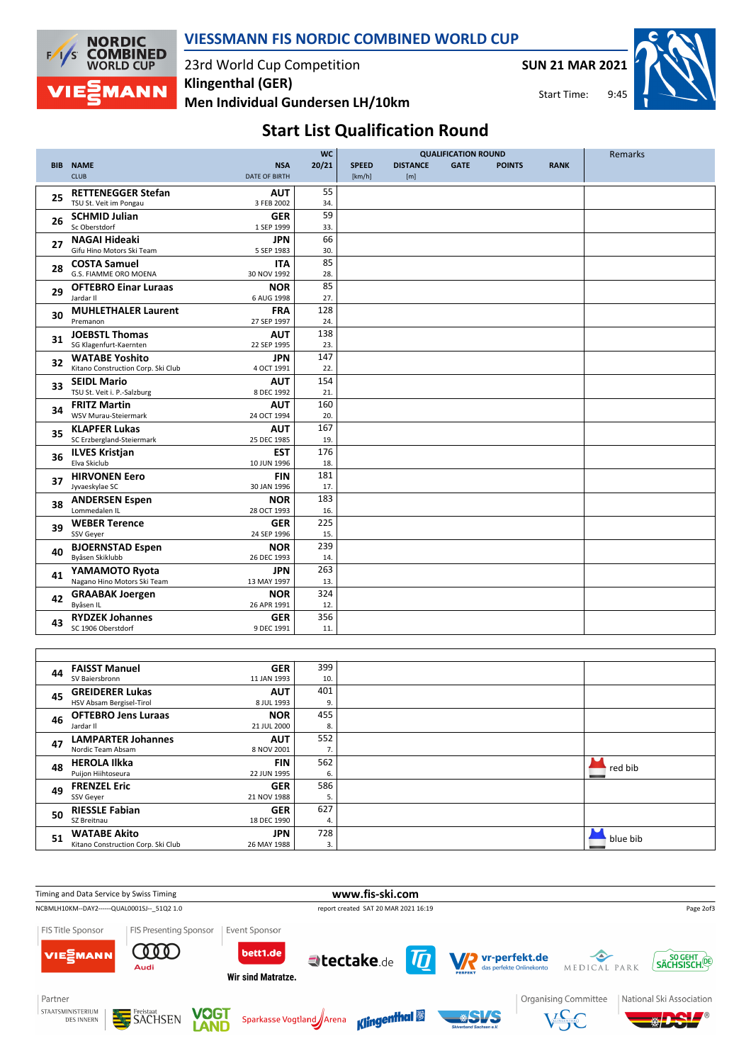# VIESSMANN FIS NORDIC COMBINED WORLD CUP

23rd World Cup Competition
**Klingenthal (GER)**
**Men Individual Gundersen LH/10km**

**SUN 21 MAR 2021**
Start Time: 9:45

## Start List Qualification Round

| BIB | NAME<br>CLUB | NSA<br>DATE OF BIRTH | WC 20/21 | SPEED [km/h] | DISTANCE [m] | GATE | POINTS | RANK | Remarks |
|---|---|---|---|---|---|---|---|---|---|
| 25 | **RETTENEGGER Stefan**<br>TSU St. Veit im Pongau | **AUT**<br>3 FEB 2002 | 55<br>34. | | | | | | |
| 26 | **SCHMID Julian**<br>Sc Oberstdorf | **GER**<br>1 SEP 1999 | 59<br>33. | | | | | | |
| 27 | **NAGAI Hideaki**<br>Gifu Hino Motors Ski Team | **JPN**<br>5 SEP 1983 | 66<br>30. | | | | | | |
| 28 | **COSTA Samuel**<br>G.S. FIAMME ORO MOENA | **ITA**<br>30 NOV 1992 | 85<br>28. | | | | | | |
| 29 | **OFTEBRO Einar Luraas**<br>Jardar Il | **NOR**<br>6 AUG 1998 | 85<br>27. | | | | | | |
| 30 | **MUHLETHALER Laurent**<br>Premanon | **FRA**<br>27 SEP 1997 | 128<br>24. | | | | | | |
| 31 | **JOEBSTL Thomas**<br>SG Klagenfurt-Kaernten | **AUT**<br>22 SEP 1995 | 138<br>23. | | | | | | |
| 32 | **WATABE Yoshito**<br>Kitano Construction Corp. Ski Club | **JPN**<br>4 OCT 1991 | 147<br>22. | | | | | | |
| 33 | **SEIDL Mario**<br>TSU St. Veit i. P.-Salzburg | **AUT**<br>8 DEC 1992 | 154<br>21. | | | | | | |
| 34 | **FRITZ Martin**<br>WSV Murau-Steiermark | **AUT**<br>24 OCT 1994 | 160<br>20. | | | | | | |
| 35 | **KLAPFER Lukas**<br>SC Erzbergland-Steiermark | **AUT**<br>25 DEC 1985 | 167<br>19. | | | | | | |
| 36 | **ILVES Kristjan**<br>Elva Skiclub | **EST**<br>10 JUN 1996 | 176<br>18. | | | | | | |
| 37 | **HIRVONEN Eero**<br>Jyvaeskylae SC | **FIN**<br>30 JAN 1996 | 181<br>17. | | | | | | |
| 38 | **ANDERSEN Espen**<br>Lommedalen IL | **NOR**<br>28 OCT 1993 | 183<br>16. | | | | | | |
| 39 | **WEBER Terence**<br>SSV Geyer | **GER**<br>24 SEP 1996 | 225<br>15. | | | | | | |
| 40 | **BJOERNSTAD Espen**<br>Byåsen Skiklubb | **NOR**<br>26 DEC 1993 | 239<br>14. | | | | | | |
| 41 | **YAMAMOTO Ryota**<br>Nagano Hino Motors Ski Team | **JPN**<br>13 MAY 1997 | 263<br>13. | | | | | | |
| 42 | **GRAABAK Joergen**<br>Byåsen IL | **NOR**<br>26 APR 1991 | 324<br>12. | | | | | | |
| 43 | **RYDZEK Johannes**<br>SC 1906 Oberstdorf | **GER**<br>9 DEC 1991 | 356<br>11. | | | | | | |
| 44 | **FAISST Manuel**<br>SV Baiersbronn | **GER**<br>11 JAN 1993 | 399<br>10. | | | | | | |
| 45 | **GREIDERER Lukas**<br>HSV Absam Bergisel-Tirol | **AUT**<br>8 JUL 1993 | 401<br>9. | | | | | | |
| 46 | **OFTEBRO Jens Luraas**<br>Jardar Il | **NOR**<br>21 JUL 2000 | 455<br>8. | | | | | | |
| 47 | **LAMPARTER Johannes**<br>Nordic Team Absam | **AUT**<br>8 NOV 2001 | 552<br>7. | | | | | | |
| 48 | **HEROLA Ilkka**<br>Puijon Hiihtoseura | **FIN**<br>22 JUN 1995 | 562<br>6. | | | | | | red bib |
| 49 | **FRENZEL Eric**<br>SSV Geyer | **GER**<br>21 NOV 1988 | 586<br>5. | | | | | | |
| 50 | **RIESSLE Fabian**<br>SZ Breitnau | **GER**<br>18 DEC 1990 | 627<br>4. | | | | | | |
| 51 | **WATABE Akito**<br>Kitano Construction Corp. Ski Club | **JPN**<br>26 MAY 1988 | 728<br>3. | | | | | | blue bib |

Timing and Data Service by Swiss Timing
www.fis-ski.com
NCBMLH10KM--DAY2------QUAL0001SJ--_51Q2 1.0
report created SAT 20 MAR 2021 16:19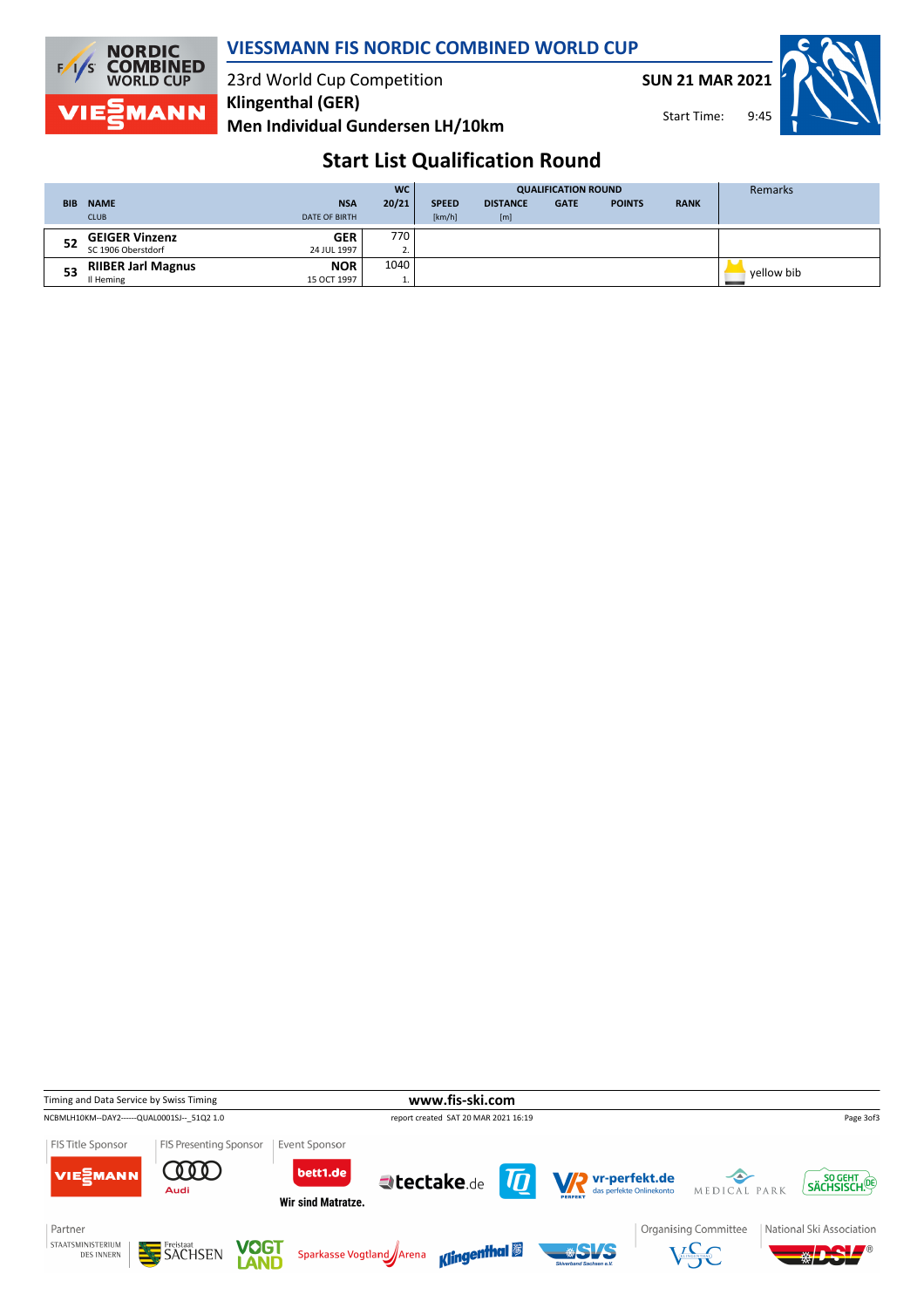# VIESSMANN FIS NORDIC COMBINED WORLD CUP

23rd World Cup Competition

**Klingenthal (GER)**

**Men Individual Gundersen LH/10km**

**SUN 21 MAR 2021**

Start Time: 9:45

## Start List Qualification Round

| BIB | NAME / CLUB | NSA / DATE OF BIRTH | WC 20/21 | SPEED [km/h] | DISTANCE [m] | GATE | POINTS | RANK | Remarks |
|---|---|---|---|---|---|---|---|---|---|
| 52 | **GEIGER Vinzenz** SC 1906 Oberstdorf | **GER** 24 JUL 1997 | 770 2. | | | | | | |
| 53 | **RIIBER Jarl Magnus** Il Heming | **NOR** 15 OCT 1997 | 1040 1. | | | | | | yellow bib |

Timing and Data Service by Swiss Timing

www.fis-ski.com

NCBMLH10KM--DAY2------QUAL0001SJ--_51Q2 1.0

report created SAT 20 MAR 2021 16:19

FIS Title Sponsor | FIS Presenting Sponsor | Event Sponsor

Partner | Organising Committee | National Ski Association